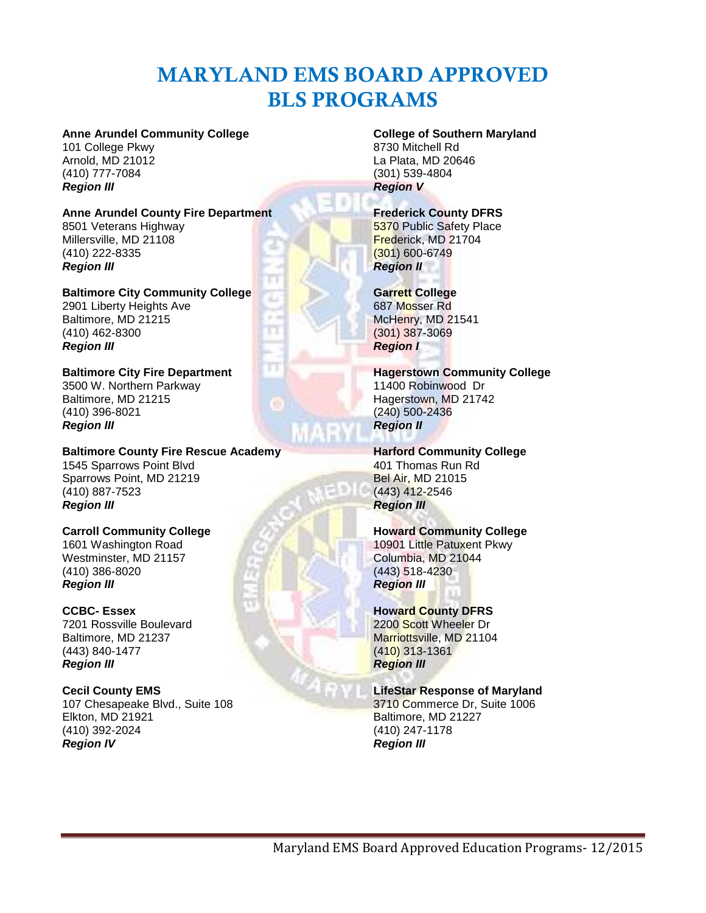# MARYLAND EMS BOARD APPROVED BLS PROGRAMS

**Anne Arundel Community College**
101 College Pkwy
Arnold, MD 21012
(410) 777-7084
***Region III***

**Anne Arundel County Fire Department**
8501 Veterans Highway
Millersville, MD 21108
(410) 222-8335
***Region III***

**Baltimore City Community College**
2901 Liberty Heights Ave
Baltimore, MD 21215
(410) 462-8300
***Region III***

**Baltimore City Fire Department**
3500 W. Northern Parkway
Baltimore, MD 21215
(410) 396-8021
***Region III***

**Baltimore County Fire Rescue Academy**
1545 Sparrows Point Blvd
Sparrows Point, MD 21219
(410) 887-7523
***Region III***

**Carroll Community College**
1601 Washington Road
Westminster, MD 21157
(410) 386-8020
***Region III***

**CCBC- Essex**
7201 Rossville Boulevard
Baltimore, MD 21237
(443) 840-1477
***Region III***

**Cecil County EMS**
107 Chesapeake Blvd., Suite 108
Elkton, MD 21921
(410) 392-2024
***Region IV***

**College of Southern Maryland**
8730 Mitchell Rd
La Plata, MD 20646
(301) 539-4804
***Region V***

**Frederick County DFRS**
5370 Public Safety Place
Frederick, MD 21704
(301) 600-6749
***Region II***

**Garrett College**
687 Mosser Rd
McHenry, MD 21541
(301) 387-3069
***Region I***

**Hagerstown Community College**
11400 Robinwood Dr
Hagerstown, MD 21742
(240) 500-2436
***Region II***

**Harford Community College**
401 Thomas Run Rd
Bel Air, MD 21015
(443) 412-2546
***Region III***

**Howard Community College**
10901 Little Patuxent Pkwy
Columbia, MD 21044
(443) 518-4230
***Region III***

**Howard County DFRS**
2200 Scott Wheeler Dr
Marriottsville, MD 21104
(410) 313-1361
***Region III***

**LifeStar Response of Maryland**
3710 Commerce Dr, Suite 1006
Baltimore, MD 21227
(410) 247-1178
***Region III***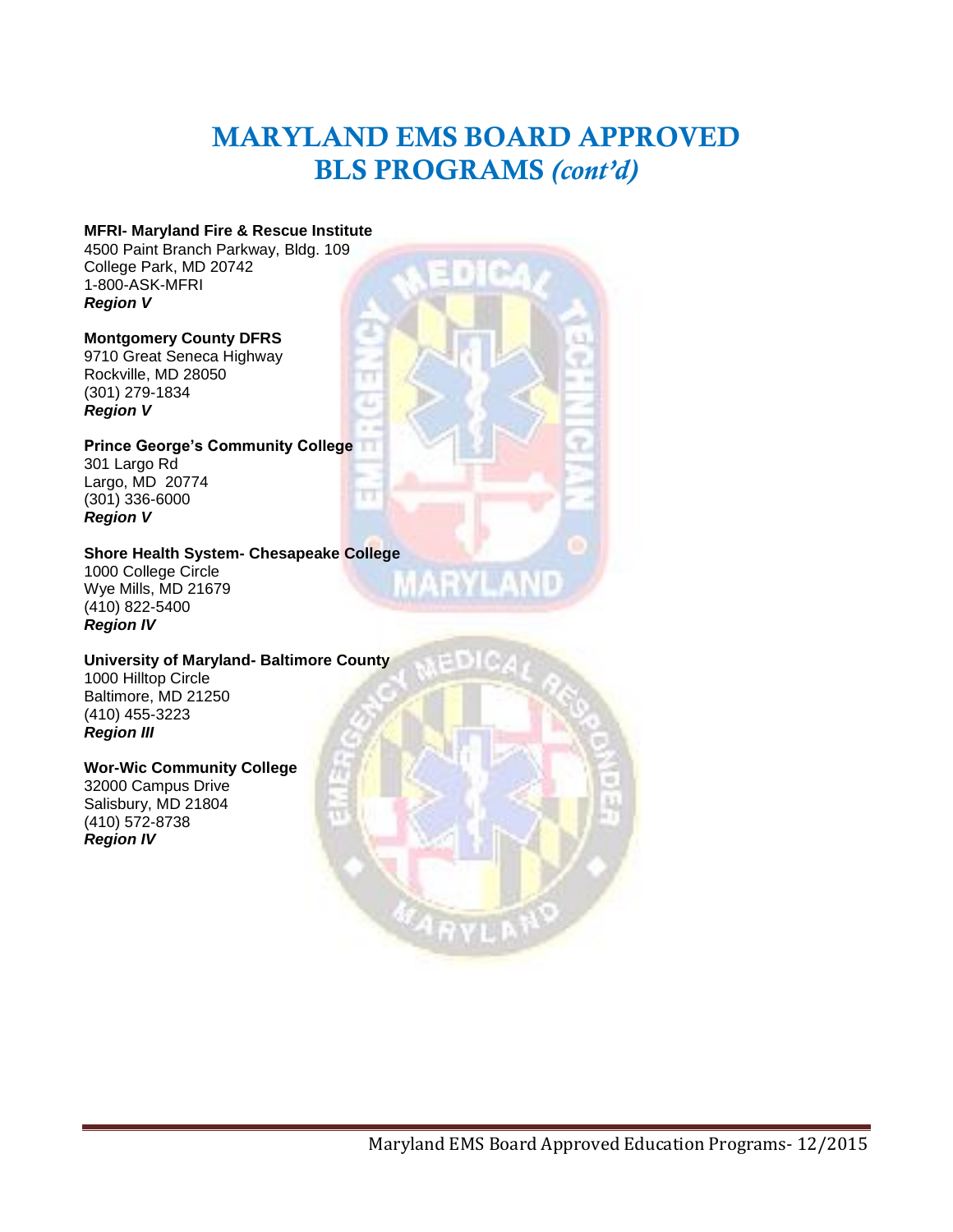# MARYLAND EMS BOARD APPROVED BLS PROGRAMS *(cont'd)*

**MFRI- Maryland Fire & Rescue Institute**
4500 Paint Branch Parkway, Bldg. 109
College Park, MD 20742
1-800-ASK-MFRI
***Region V***

**Montgomery County DFRS**
9710 Great Seneca Highway
Rockville, MD 28050
(301) 279-1834
***Region V***

**Prince George's Community College**
301 Largo Rd
Largo, MD 20774
(301) 336-6000
***Region V***

**Shore Health System- Chesapeake College**
1000 College Circle
Wye Mills, MD 21679
(410) 822-5400
***Region IV***

**University of Maryland- Baltimore County**
1000 Hilltop Circle
Baltimore, MD 21250
(410) 455-3223
***Region III***

**Wor-Wic Community College**
32000 Campus Drive
Salisbury, MD 21804
(410) 572-8738
***Region IV***